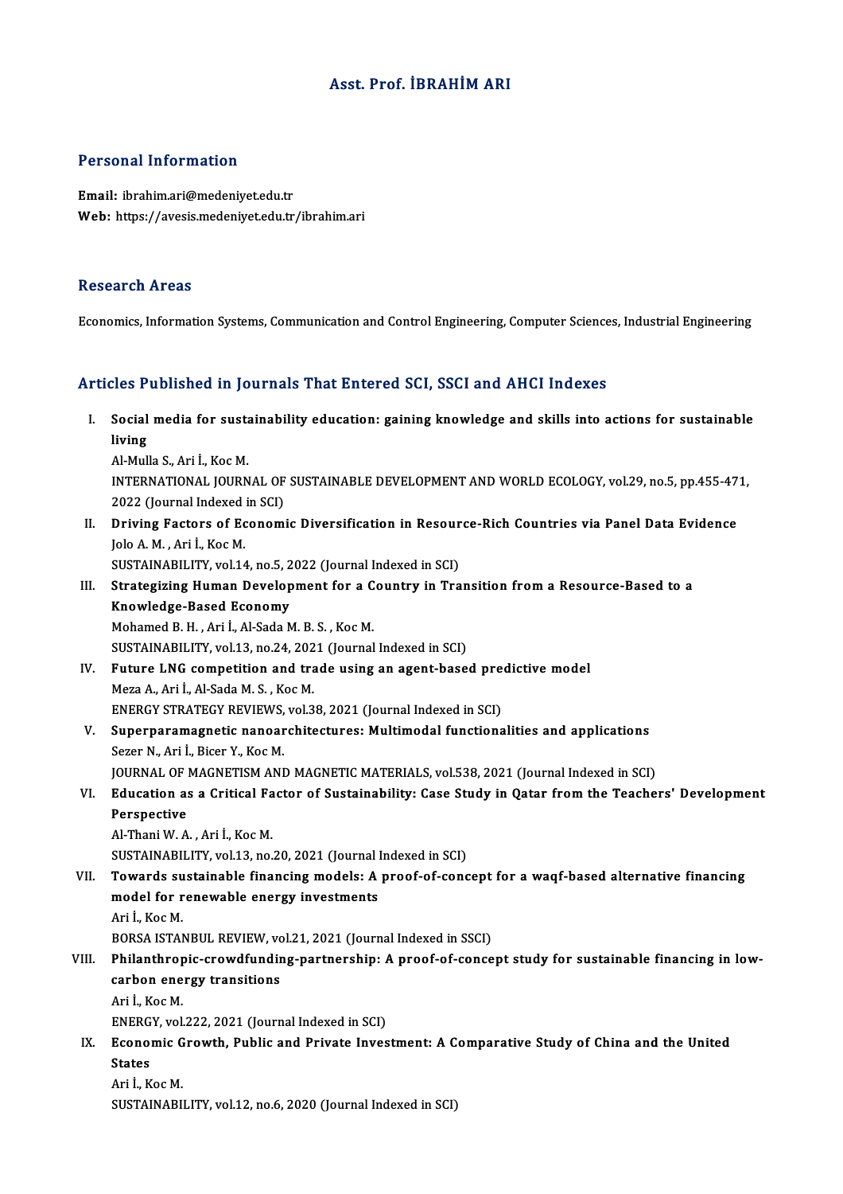# Asst. Prof. İBRAHİM ARI

## Personal Information

**Email:** ibrahim.ari@medeniyet.edu.tr
**Web:** https://avesis.medeniyet.edu.tr/ibrahim.ari

## Research Areas

Economics, Information Systems, Communication and Control Engineering, Computer Sciences, Industrial Engineering

## Articles Published in Journals That Entered SCI, SSCI and AHCI Indexes

I. **Social media for sustainability education: gaining knowledge and skills into actions for sustainable living**
Al-Mulla S., Ari İ., Koc M.
INTERNATIONAL JOURNAL OF SUSTAINABLE DEVELOPMENT AND WORLD ECOLOGY, vol.29, no.5, pp.455-471, 2022 (Journal Indexed in SCI)

II. **Driving Factors of Economic Diversification in Resource-Rich Countries via Panel Data Evidence**
Jolo A. M. , Ari İ., Koc M.
SUSTAINABILITY, vol.14, no.5, 2022 (Journal Indexed in SCI)

III. **Strategizing Human Development for a Country in Transition from a Resource-Based to a Knowledge-Based Economy**
Mohamed B. H. , Ari İ., Al-Sada M. B. S. , Koc M.
SUSTAINABILITY, vol.13, no.24, 2021 (Journal Indexed in SCI)

IV. **Future LNG competition and trade using an agent-based predictive model**
Meza A., Ari İ., Al-Sada M. S. , Koc M.
ENERGY STRATEGY REVIEWS, vol.38, 2021 (Journal Indexed in SCI)

V. **Superparamagnetic nanoarchitectures: Multimodal functionalities and applications**
Sezer N., Ari İ., Bicer Y., Koc M.
JOURNAL OF MAGNETISM AND MAGNETIC MATERIALS, vol.538, 2021 (Journal Indexed in SCI)

VI. **Education as a Critical Factor of Sustainability: Case Study in Qatar from the Teachers' Development Perspective**
Al-Thani W. A. , Ari İ., Koc M.
SUSTAINABILITY, vol.13, no.20, 2021 (Journal Indexed in SCI)

VII. **Towards sustainable financing models: A proof-of-concept for a waqf-based alternative financing model for renewable energy investments**
Ari İ., Koc M.
BORSA ISTANBUL REVIEW, vol.21, 2021 (Journal Indexed in SSCI)

VIII. **Philanthropic-crowdfunding-partnership: A proof-of-concept study for sustainable financing in low-carbon energy transitions**
Ari İ., Koc M.
ENERGY, vol.222, 2021 (Journal Indexed in SCI)

IX. **Economic Growth, Public and Private Investment: A Comparative Study of China and the United States**
Ari İ., Koc M.
SUSTAINABILITY, vol.12, no.6, 2020 (Journal Indexed in SCI)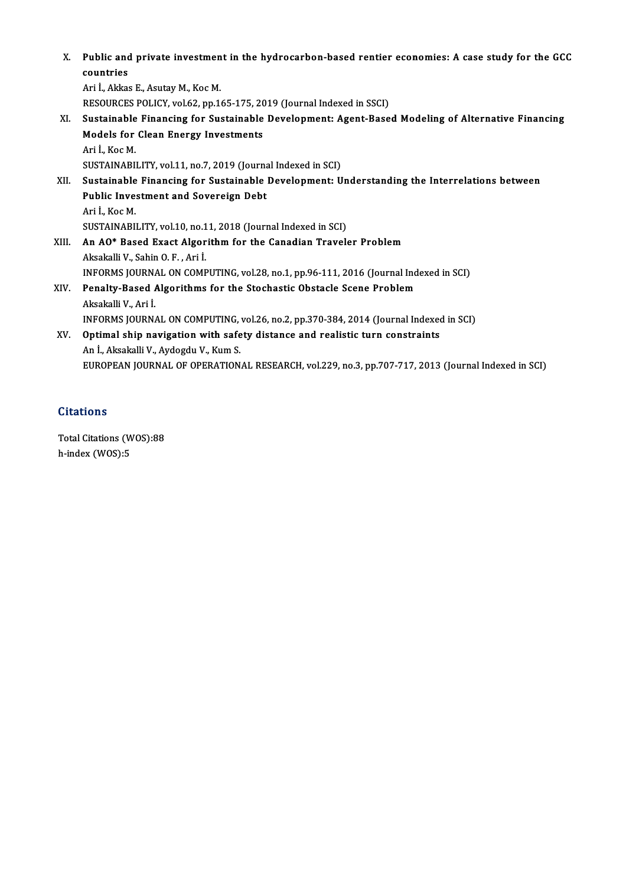X. **Public and private investment in the hydrocarbon-based rentier economies: A case study for the GCC countries**
Ari İ., Akkas E., Asutay M., Koc M.
RESOURCES POLICY, vol.62, pp.165-175, 2019 (Journal Indexed in SSCI)

XI. **Sustainable Financing for Sustainable Development: Agent-Based Modeling of Alternative Financing Models for Clean Energy Investments**
Ari İ., Koc M.
SUSTAINABILITY, vol.11, no.7, 2019 (Journal Indexed in SCI)

XII. **Sustainable Financing for Sustainable Development: Understanding the Interrelations between Public Investment and Sovereign Debt**
Ari İ., Koc M.
SUSTAINABILITY, vol.10, no.11, 2018 (Journal Indexed in SCI)

XIII. **An AO* Based Exact Algorithm for the Canadian Traveler Problem**
Aksakalli V., Sahin O. F. , Ari İ.
INFORMS JOURNAL ON COMPUTING, vol.28, no.1, pp.96-111, 2016 (Journal Indexed in SCI)

XIV. **Penalty-Based Algorithms for the Stochastic Obstacle Scene Problem**
Aksakalli V., Ari İ.
INFORMS JOURNAL ON COMPUTING, vol.26, no.2, pp.370-384, 2014 (Journal Indexed in SCI)

XV. **Optimal ship navigation with safety distance and realistic turn constraints**
An İ., Aksakalli V., Aydogdu V., Kum S.
EUROPEAN JOURNAL OF OPERATIONAL RESEARCH, vol.229, no.3, pp.707-717, 2013 (Journal Indexed in SCI)

## Citations

Total Citations (WOS):88
h-index (WOS):5